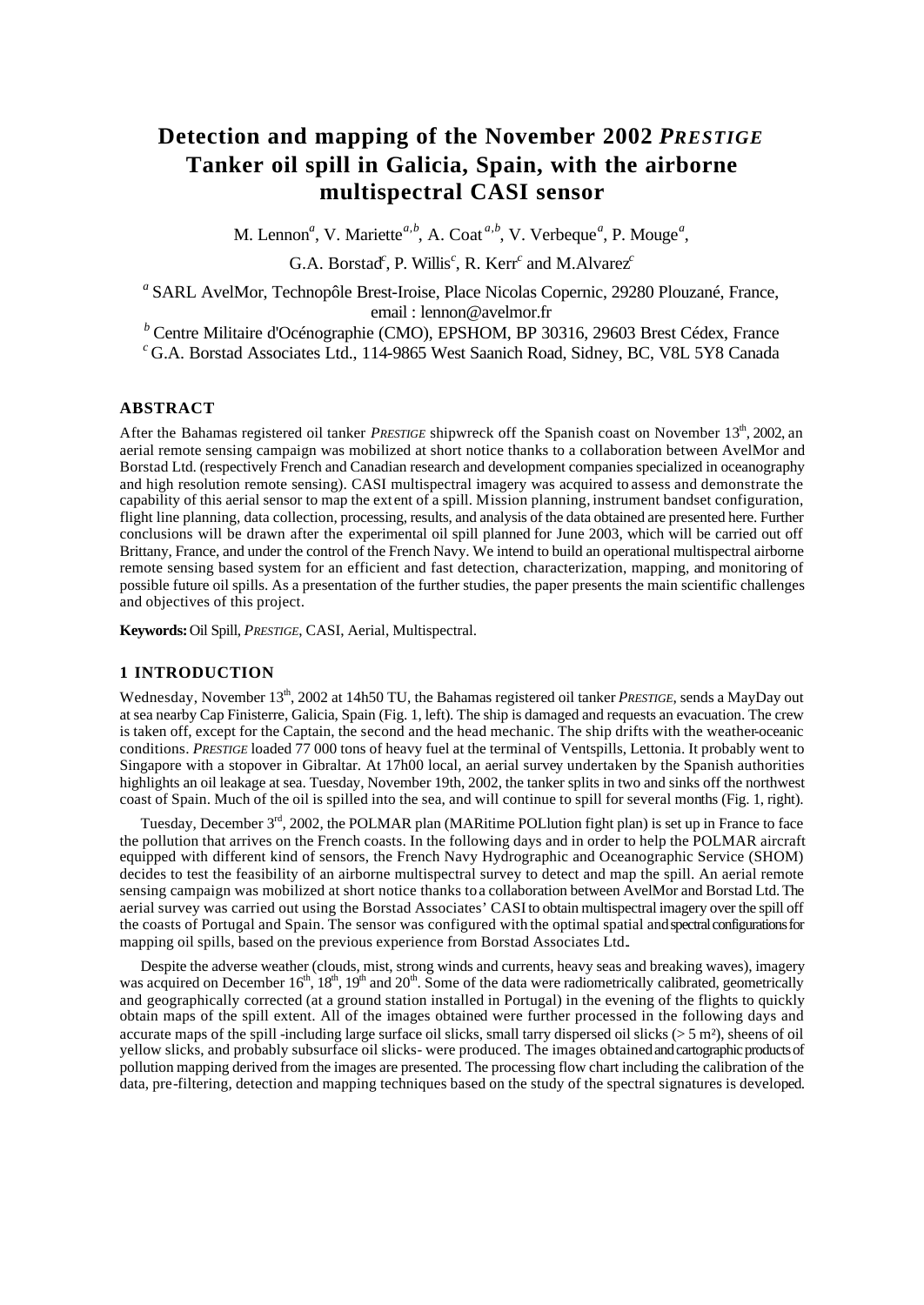# Detection and mapping of the November 2002 *PRESTIGE* Tanker oil spill in Galicia, Spain, with the airborne multispectral CASI sensor

M. Lennon[a], V. Mariette[a,b], A. Coat[a,b], V. Verbeque[a], P. Mouge[a], G.A. Borstad[c], P. Willis[c], R. Kerr[c] and M.Alvarez[c]

[a] SARL AvelMor, Technopôle Brest-Iroise, Place Nicolas Copernic, 29280 Plouzané, France, email : lennon@avelmor.fr

[b] Centre Militaire d'Océnographie (CMO), EPSHOM, BP 30316, 29603 Brest Cédex, France

[c] G.A. Borstad Associates Ltd., 114-9865 West Saanich Road, Sidney, BC, V8L 5Y8 Canada

## ABSTRACT

After the Bahamas registered oil tanker *PRESTIGE* shipwreck off the Spanish coast on November 13th, 2002, an aerial remote sensing campaign was mobilized at short notice thanks to a collaboration between AvelMor and Borstad Ltd. (respectively French and Canadian research and development companies specialized in oceanography and high resolution remote sensing). CASI multispectral imagery was acquired to assess and demonstrate the capability of this aerial sensor to map the extent of a spill. Mission planning, instrument bandset configuration, flight line planning, data collection, processing, results, and analysis of the data obtained are presented here. Further conclusions will be drawn after the experimental oil spill planned for June 2003, which will be carried out off Brittany, France, and under the control of the French Navy. We intend to build an operational multispectral airborne remote sensing based system for an efficient and fast detection, characterization, mapping, and monitoring of possible future oil spills. As a presentation of the further studies, the paper presents the main scientific challenges and objectives of this project.

**Keywords:** Oil Spill, *PRESTIGE*, CASI, Aerial, Multispectral.

## 1 INTRODUCTION

Wednesday, November 13th, 2002 at 14h50 TU, the Bahamas registered oil tanker *PRESTIGE*, sends a MayDay out at sea nearby Cap Finisterre, Galicia, Spain (Fig. 1, left). The ship is damaged and requests an evacuation. The crew is taken off, except for the Captain, the second and the head mechanic. The ship drifts with the weather-oceanic conditions. *PRESTIGE* loaded 77 000 tons of heavy fuel at the terminal of Ventspills, Lettonia. It probably went to Singapore with a stopover in Gibraltar. At 17h00 local, an aerial survey undertaken by the Spanish authorities highlights an oil leakage at sea. Tuesday, November 19th, 2002, the tanker splits in two and sinks off the northwest coast of Spain. Much of the oil is spilled into the sea, and will continue to spill for several months (Fig. 1, right).

Tuesday, December 3rd, 2002, the POLMAR plan (MARitime POLlution fight plan) is set up in France to face the pollution that arrives on the French coasts. In the following days and in order to help the POLMAR aircraft equipped with different kind of sensors, the French Navy Hydrographic and Oceanographic Service (SHOM) decides to test the feasibility of an airborne multispectral survey to detect and map the spill. An aerial remote sensing campaign was mobilized at short notice thanks to a collaboration between AvelMor and Borstad Ltd. The aerial survey was carried out using the Borstad Associates' CASI to obtain multispectral imagery over the spill off the coasts of Portugal and Spain. The sensor was configured with the optimal spatial and spectral configurations for mapping oil spills, based on the previous experience from Borstad Associates Ltd..

Despite the adverse weather (clouds, mist, strong winds and currents, heavy seas and breaking waves), imagery was acquired on December 16th, 18th, 19th and 20th. Some of the data were radiometrically calibrated, geometrically and geographically corrected (at a ground station installed in Portugal) in the evening of the flights to quickly obtain maps of the spill extent. All of the images obtained were further processed in the following days and accurate maps of the spill -including large surface oil slicks, small tarry dispersed oil slicks (> 5 m²), sheens of oil yellow slicks, and probably subsurface oil slicks- were produced. The images obtained and cartographic products of pollution mapping derived from the images are presented. The processing flow chart including the calibration of the data, pre-filtering, detection and mapping techniques based on the study of the spectral signatures is developed.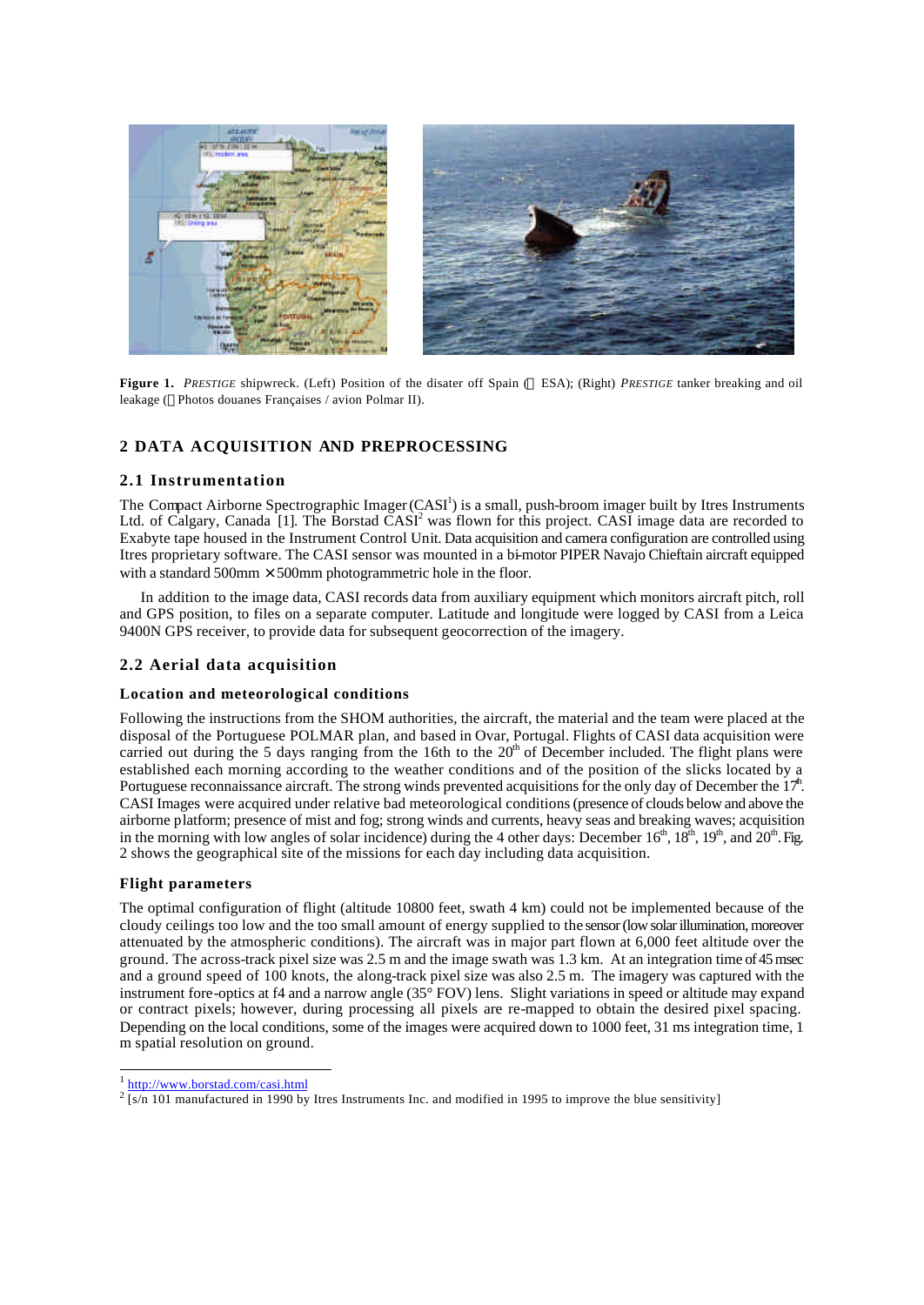**Figure 1.** *PRESTIGE* shipwreck. (Left) Position of the disater off Spain (© ESA); (Right) *PRESTIGE* tanker breaking and oil leakage (© Photos douanes Françaises / avion Polmar II).

## 2 DATA ACQUISITION AND PREPROCESSING

### 2.1 Instrumentation

The Compact Airborne Spectrographic Imager (CASI[1]) is a small, push-broom imager built by Itres Instruments Ltd. of Calgary, Canada [1]. The Borstad CASI[2] was flown for this project. CASI image data are recorded to Exabyte tape housed in the Instrument Control Unit. Data acquisition and camera configuration are controlled using Itres proprietary software. The CASI sensor was mounted in a bi-motor PIPER Navajo Chieftain aircraft equipped with a standard 500mm × 500mm photogrammetric hole in the floor.

In addition to the image data, CASI records data from auxiliary equipment which monitors aircraft pitch, roll and GPS position, to files on a separate computer. Latitude and longitude were logged by CASI from a Leica 9400N GPS receiver, to provide data for subsequent geocorrection of the imagery.

### 2.2 Aerial data acquisition

#### Location and meteorological conditions

Following the instructions from the SHOM authorities, the aircraft, the material and the team were placed at the disposal of the Portuguese POLMAR plan, and based in Ovar, Portugal. Flights of CASI data acquisition were carried out during the 5 days ranging from the 16th to the 20th of December included. The flight plans were established each morning according to the weather conditions and of the position of the slicks located by a Portuguese reconnaissance aircraft. The strong winds prevented acquisitions for the only day of December the 17th. CASI Images were acquired under relative bad meteorological conditions (presence of clouds below and above the airborne platform; presence of mist and fog; strong winds and currents, heavy seas and breaking waves; acquisition in the morning with low angles of solar incidence) during the 4 other days: December 16th, 18th, 19th, and 20th. Fig. 2 shows the geographical site of the missions for each day including data acquisition.

#### Flight parameters

The optimal configuration of flight (altitude 10800 feet, swath 4 km) could not be implemented because of the cloudy ceilings too low and the too small amount of energy supplied to the sensor (low solar illumination, moreover attenuated by the atmospheric conditions). The aircraft was in major part flown at 6,000 feet altitude over the ground. The across-track pixel size was 2.5 m and the image swath was 1.3 km. At an integration time of 45 msec and a ground speed of 100 knots, the along-track pixel size was also 2.5 m. The imagery was captured with the instrument fore-optics at f4 and a narrow angle (35° FOV) lens. Slight variations in speed or altitude may expand or contract pixels; however, during processing all pixels are re-mapped to obtain the desired pixel spacing. Depending on the local conditions, some of the images were acquired down to 1000 feet, 31 ms integration time, 1 m spatial resolution on ground.

---

[1] http://www.borstad.com/casi.html

[2] [s/n 101 manufactured in 1990 by Itres Instruments Inc. and modified in 1995 to improve the blue sensitivity]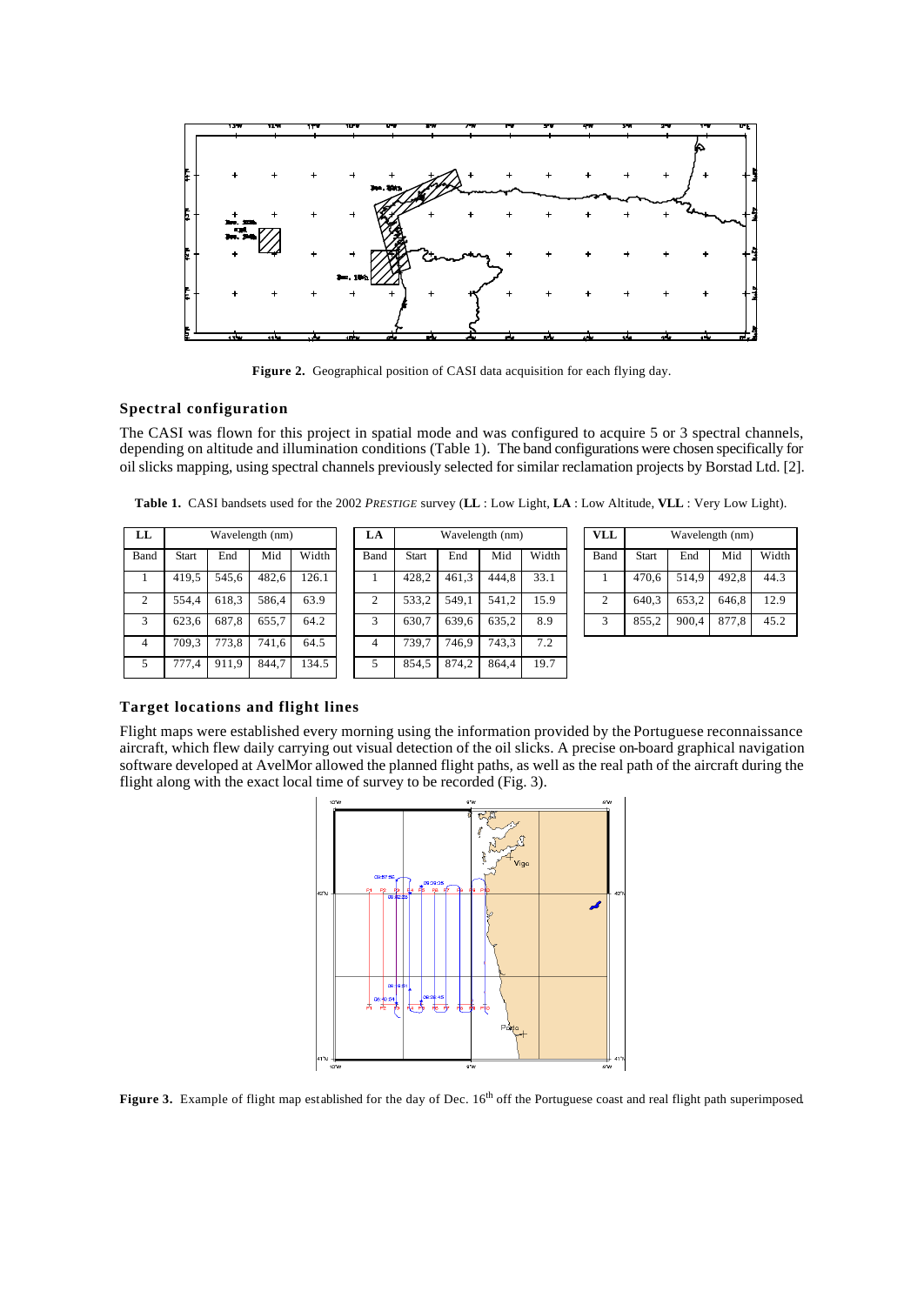Figure 2. Geographical position of CASI data acquisition for each flying day.

### Spectral configuration

The CASI was flown for this project in spatial mode and was configured to acquire 5 or 3 spectral channels, depending on altitude and illumination conditions (Table 1). The band configurations were chosen specifically for oil slicks mapping, using spectral channels previously selected for similar reclamation projects by Borstad Ltd. [2].

**Table 1.** CASI bandsets used for the 2002 *PRESTIGE* survey (**LL** : Low Light, **LA** : Low Altitude, **VLL** : Very Low Light).

| **LL** | Wavelength (nm) | | | |
|---|---|---|---|---|
| Band | Start | End | Mid | Width |
| 1 | 419,5 | 545,6 | 482,6 | 126.1 |
| 2 | 554,4 | 618,3 | 586,4 | 63.9 |
| 3 | 623,6 | 687,8 | 655,7 | 64.2 |
| 4 | 709,3 | 773,8 | 741,6 | 64.5 |
| 5 | 777,4 | 911,9 | 844,7 | 134.5 |

| **LA** | Wavelength (nm) | | | |
|---|---|---|---|---|
| Band | Start | End | Mid | Width |
| 1 | 428,2 | 461,3 | 444,8 | 33.1 |
| 2 | 533,2 | 549,1 | 541,2 | 15.9 |
| 3 | 630,7 | 639,6 | 635,2 | 8.9 |
| 4 | 739,7 | 746,9 | 743,3 | 7.2 |
| 5 | 854,5 | 874,2 | 864,4 | 19.7 |

| **VLL** | Wavelength (nm) | | | |
|---|---|---|---|---|
| Band | Start | End | Mid | Width |
| 1 | 470,6 | 514,9 | 492,8 | 44.3 |
| 2 | 640,3 | 653,2 | 646,8 | 12.9 |
| 3 | 855,2 | 900,4 | 877,8 | 45.2 |

### Target locations and flight lines

Flight maps were established every morning using the information provided by the Portuguese reconnaissance aircraft, which flew daily carrying out visual detection of the oil slicks. A precise on-board graphical navigation software developed at AvelMor allowed the planned flight paths, as well as the real path of the aircraft during the flight along with the exact local time of survey to be recorded (Fig. 3).

**Figure 3.** Example of flight map established for the day of Dec. 16[th] off the Portuguese coast and real flight path superimposed.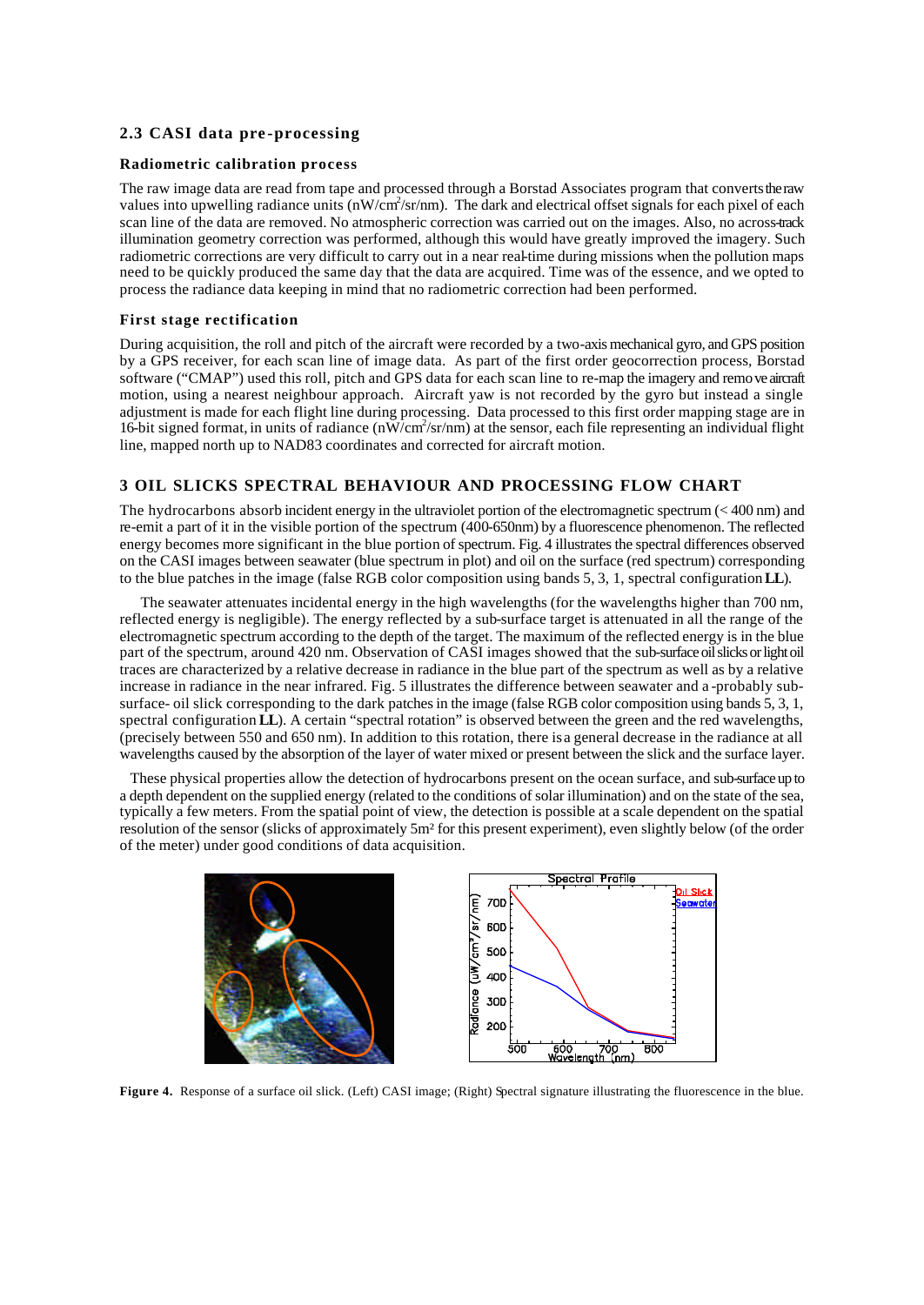## 2.3 CASI data pre-processing

### Radiometric calibration process

The raw image data are read from tape and processed through a Borstad Associates program that converts the raw values into upwelling radiance units (nW/cm$^2$/sr/nm). The dark and electrical offset signals for each pixel of each scan line of the data are removed. No atmospheric correction was carried out on the images. Also, no across-track illumination geometry correction was performed, although this would have greatly improved the imagery. Such radiometric corrections are very difficult to carry out in a near real-time during missions when the pollution maps need to be quickly produced the same day that the data are acquired. Time was of the essence, and we opted to process the radiance data keeping in mind that no radiometric correction had been performed.

### First stage rectification

During acquisition, the roll and pitch of the aircraft were recorded by a two-axis mechanical gyro, and GPS position by a GPS receiver, for each scan line of image data. As part of the first order geocorrection process, Borstad software ("CMAP") used this roll, pitch and GPS data for each scan line to re-map the imagery and remove aircraft motion, using a nearest neighbour approach. Aircraft yaw is not recorded by the gyro but instead a single adjustment is made for each flight line during processing. Data processed to this first order mapping stage are in 16-bit signed format, in units of radiance (nW/cm$^2$/sr/nm) at the sensor, each file representing an individual flight line, mapped north up to NAD83 coordinates and corrected for aircraft motion.

## 3 OIL SLICKS SPECTRAL BEHAVIOUR AND PROCESSING FLOW CHART

The hydrocarbons absorb incident energy in the ultraviolet portion of the electromagnetic spectrum (< 400 nm) and re-emit a part of it in the visible portion of the spectrum (400-650nm) by a fluorescence phenomenon. The reflected energy becomes more significant in the blue portion of spectrum. Fig. 4 illustrates the spectral differences observed on the CASI images between seawater (blue spectrum in plot) and oil on the surface (red spectrum) corresponding to the blue patches in the image (false RGB color composition using bands 5, 3, 1, spectral configuration **LL**).

The seawater attenuates incidental energy in the high wavelengths (for the wavelengths higher than 700 nm, reflected energy is negligible). The energy reflected by a sub-surface target is attenuated in all the range of the electromagnetic spectrum according to the depth of the target. The maximum of the reflected energy is in the blue part of the spectrum, around 420 nm. Observation of CASI images showed that the sub-surface oil slicks or light oil traces are characterized by a relative decrease in radiance in the blue part of the spectrum as well as by a relative increase in radiance in the near infrared. Fig. 5 illustrates the difference between seawater and a -probably sub-surface- oil slick corresponding to the dark patches in the image (false RGB color composition using bands 5, 3, 1, spectral configuration **LL**). A certain "spectral rotation" is observed between the green and the red wavelengths, (precisely between 550 and 650 nm). In addition to this rotation, there is a general decrease in the radiance at all wavelengths caused by the absorption of the layer of water mixed or present between the slick and the surface layer.

These physical properties allow the detection of hydrocarbons present on the ocean surface, and sub-surface up to a depth dependent on the supplied energy (related to the conditions of solar illumination) and on the state of the sea, typically a few meters. From the spatial point of view, the detection is possible at a scale dependent on the spatial resolution of the sensor (slicks of approximately 5m² for this present experiment), even slightly below (of the order of the meter) under good conditions of data acquisition.

**Figure 4.** Response of a surface oil slick. (Left) CASI image; (Right) Spectral signature illustrating the fluorescence in the blue.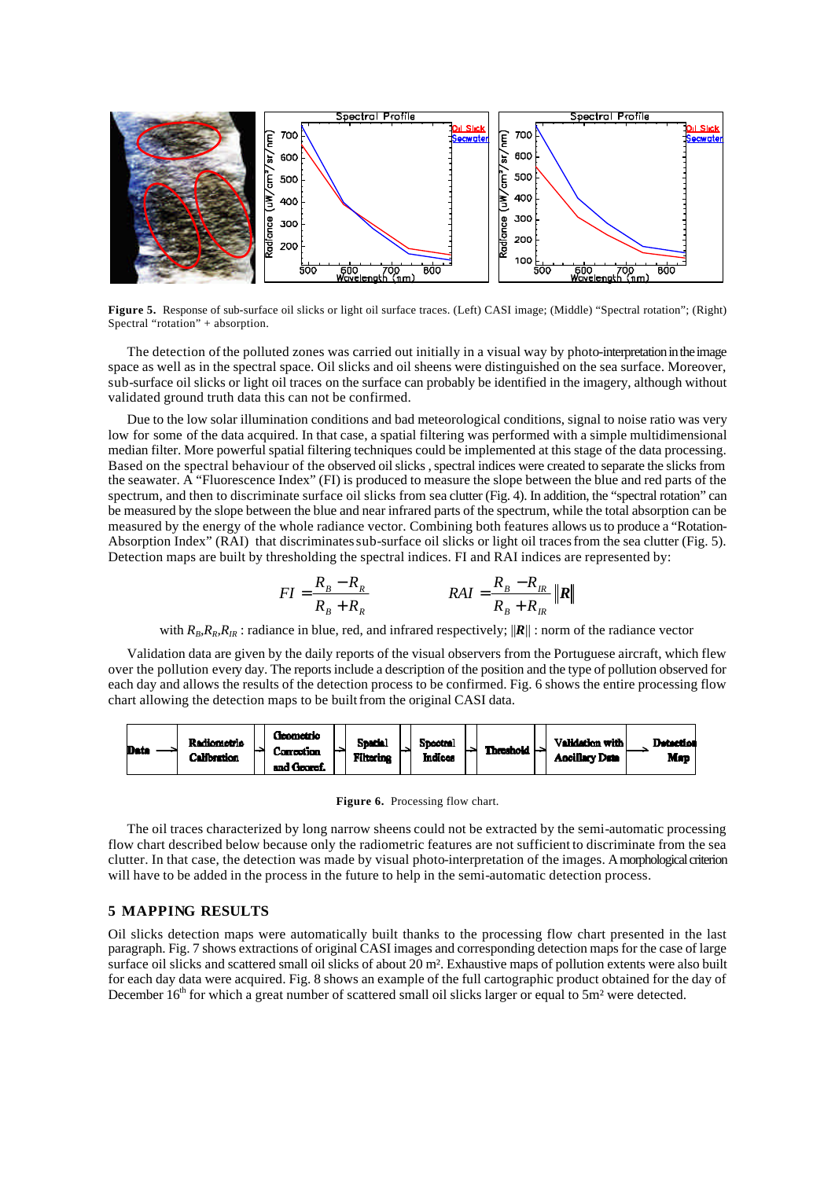**Figure 5.** Response of sub-surface oil slicks or light oil surface traces. (Left) CASI image; (Middle) "Spectral rotation"; (Right) Spectral "rotation" + absorption.

The detection of the polluted zones was carried out initially in a visual way by photo-interpretation in the image space as well as in the spectral space. Oil slicks and oil sheens were distinguished on the sea surface. Moreover, sub-surface oil slicks or light oil traces on the surface can probably be identified in the imagery, although without validated ground truth data this can not be confirmed.

Due to the low solar illumination conditions and bad meteorological conditions, signal to noise ratio was very low for some of the data acquired. In that case, a spatial filtering was performed with a simple multidimensional median filter. More powerful spatial filtering techniques could be implemented at this stage of the data processing. Based on the spectral behaviour of the observed oil slicks , spectral indices were created to separate the slicks from the seawater. A "Fluorescence Index" (FI) is produced to measure the slope between the blue and red parts of the spectrum, and then to discriminate surface oil slicks from sea clutter (Fig. 4). In addition, the "spectral rotation" can be measured by the slope between the blue and near infrared parts of the spectrum, while the total absorption can be measured by the energy of the whole radiance vector. Combining both features allows us to produce a "Rotation-Absorption Index" (RAI) that discriminates sub-surface oil slicks or light oil traces from the sea clutter (Fig. 5). Detection maps are built by thresholding the spectral indices. FI and RAI indices are represented by:

$$FI = \frac{R_B - R_R}{R_B + R_R} \qquad\qquad RAI = \frac{R_B - R_{IR}}{R_B + R_{IR}} \|\boldsymbol{R}\|$$

with $R_B$,$R_R$,$R_{IR}$ : radiance in blue, red, and infrared respectively; $\|\boldsymbol{R}\|$ : norm of the radiance vector

Validation data are given by the daily reports of the visual observers from the Portuguese aircraft, which flew over the pollution every day. The reports include a description of the position and the type of pollution observed for each day and allows the results of the detection process to be confirmed. Fig. 6 shows the entire processing flow chart allowing the detection maps to be built from the original CASI data.

Data → Radiometric Calibration → Geometric Correction and Georef. → Spatial Filtering → Spectral Indices → Threshold → Validation with Ancillary Data → Detection Map

**Figure 6.** Processing flow chart.

The oil traces characterized by long narrow sheens could not be extracted by the semi-automatic processing flow chart described below because only the radiometric features are not sufficient to discriminate from the sea clutter. In that case, the detection was made by visual photo-interpretation of the images. A morphological criterion will have to be added in the process in the future to help in the semi-automatic detection process.

## 5 MAPPING RESULTS

Oil slicks detection maps were automatically built thanks to the processing flow chart presented in the last paragraph. Fig. 7 shows extractions of original CASI images and corresponding detection maps for the case of large surface oil slicks and scattered small oil slicks of about 20 m². Exhaustive maps of pollution extents were also built for each day data were acquired. Fig. 8 shows an example of the full cartographic product obtained for the day of December 16th for which a great number of scattered small oil slicks larger or equal to 5m² were detected.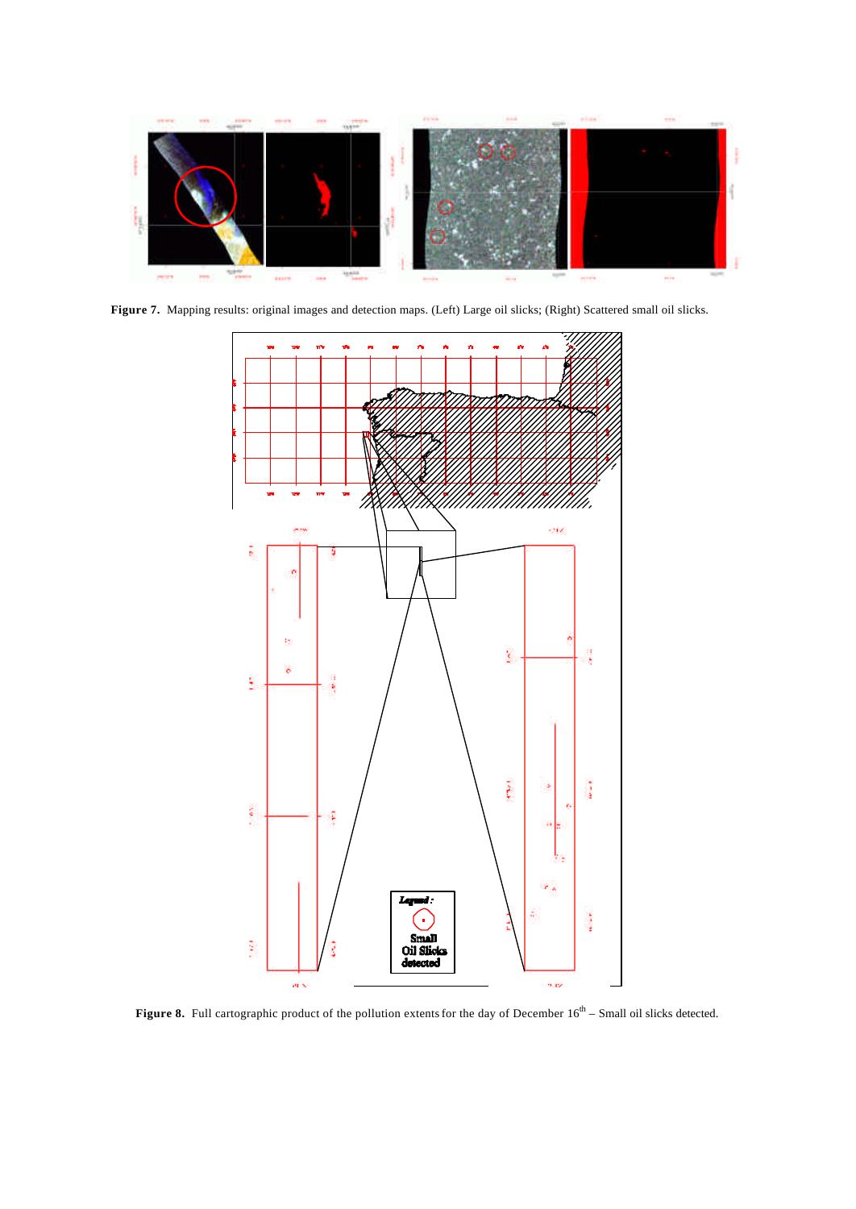**Figure 7.** Mapping results: original images and detection maps. (Left) Large oil slicks; (Right) Scattered small oil slicks.

Legend : Small Oil Slicks detected

**Figure 8.** Full cartographic product of the pollution extents for the day of December 16th – Small oil slicks detected.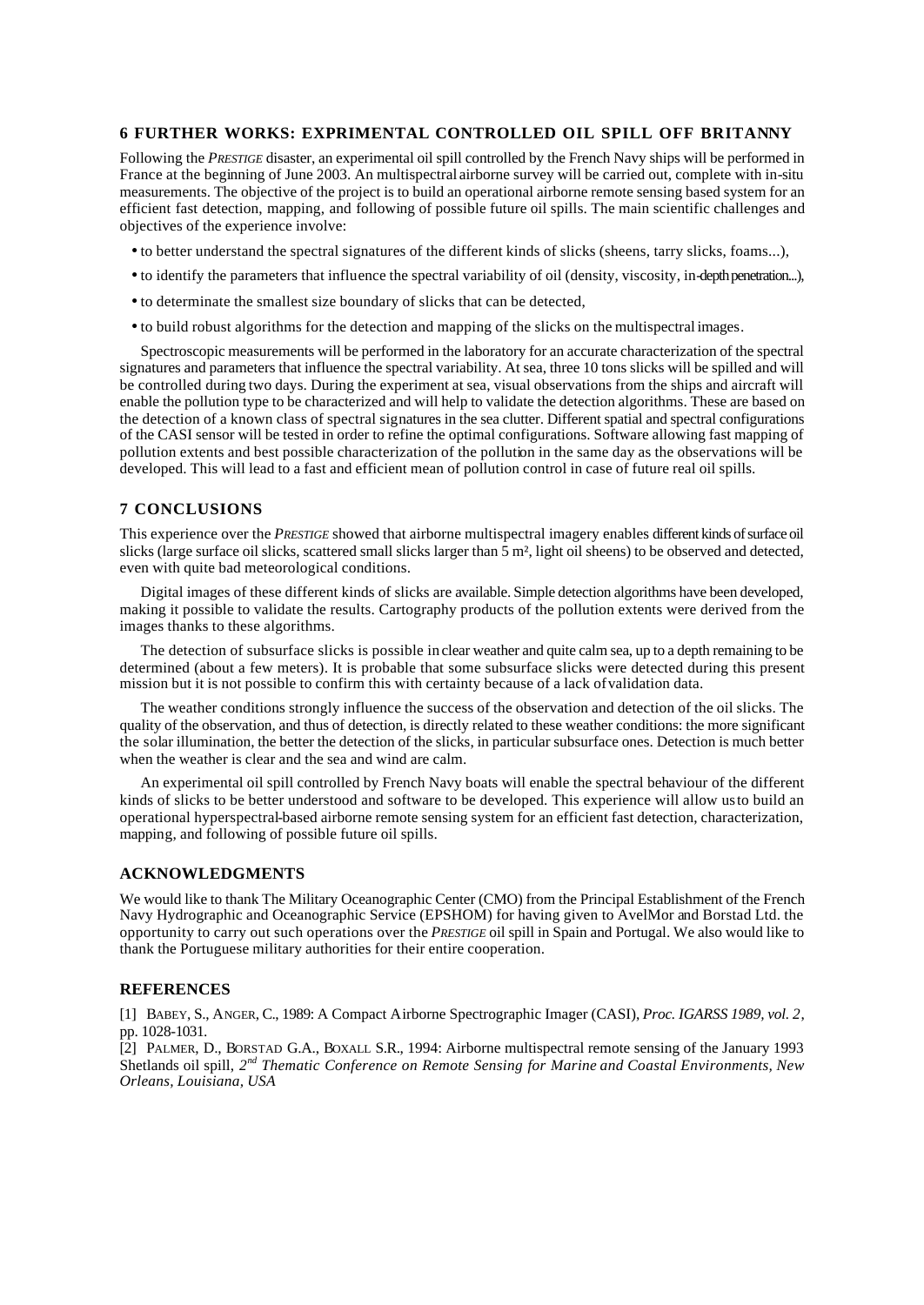## 6 FURTHER WORKS: EXPRIMENTAL CONTROLLED OIL SPILL OFF BRITANNY

Following the *PRESTIGE* disaster, an experimental oil spill controlled by the French Navy ships will be performed in France at the beginning of June 2003. An multispectral airborne survey will be carried out, complete with in-situ measurements. The objective of the project is to build an operational airborne remote sensing based system for an efficient fast detection, mapping, and following of possible future oil spills. The main scientific challenges and objectives of the experience involve:

- to better understand the spectral signatures of the different kinds of slicks (sheens, tarry slicks, foams...),
- to identify the parameters that influence the spectral variability of oil (density, viscosity, in-depth penetration...),
- to determinate the smallest size boundary of slicks that can be detected,
- to build robust algorithms for the detection and mapping of the slicks on the multispectral images.

Spectroscopic measurements will be performed in the laboratory for an accurate characterization of the spectral signatures and parameters that influence the spectral variability. At sea, three 10 tons slicks will be spilled and will be controlled during two days. During the experiment at sea, visual observations from the ships and aircraft will enable the pollution type to be characterized and will help to validate the detection algorithms. These are based on the detection of a known class of spectral signatures in the sea clutter. Different spatial and spectral configurations of the CASI sensor will be tested in order to refine the optimal configurations. Software allowing fast mapping of pollution extents and best possible characterization of the pollution in the same day as the observations will be developed. This will lead to a fast and efficient mean of pollution control in case of future real oil spills.

## 7 CONCLUSIONS

This experience over the *PRESTIGE* showed that airborne multispectral imagery enables different kinds of surface oil slicks (large surface oil slicks, scattered small slicks larger than 5 m², light oil sheens) to be observed and detected, even with quite bad meteorological conditions.

Digital images of these different kinds of slicks are available. Simple detection algorithms have been developed, making it possible to validate the results. Cartography products of the pollution extents were derived from the images thanks to these algorithms.

The detection of subsurface slicks is possible in clear weather and quite calm sea, up to a depth remaining to be determined (about a few meters). It is probable that some subsurface slicks were detected during this present mission but it is not possible to confirm this with certainty because of a lack of validation data.

The weather conditions strongly influence the success of the observation and detection of the oil slicks. The quality of the observation, and thus of detection, is directly related to these weather conditions: the more significant the solar illumination, the better the detection of the slicks, in particular subsurface ones. Detection is much better when the weather is clear and the sea and wind are calm.

An experimental oil spill controlled by French Navy boats will enable the spectral behaviour of the different kinds of slicks to be better understood and software to be developed. This experience will allow us to build an operational hyperspectral-based airborne remote sensing system for an efficient fast detection, characterization, mapping, and following of possible future oil spills.

## ACKNOWLEDGMENTS

We would like to thank The Military Oceanographic Center (CMO) from the Principal Establishment of the French Navy Hydrographic and Oceanographic Service (EPSHOM) for having given to AvelMor and Borstad Ltd. the opportunity to carry out such operations over the *PRESTIGE* oil spill in Spain and Portugal. We also would like to thank the Portuguese military authorities for their entire cooperation.

## REFERENCES

[1] BABEY, S., ANGER, C., 1989: A Compact Airborne Spectrographic Imager (CASI), *Proc. IGARSS 1989, vol. 2*, pp. 1028-1031.

[2] PALMER, D., BORSTAD G.A., BOXALL S.R., 1994: Airborne multispectral remote sensing of the January 1993 Shetlands oil spill, *2nd Thematic Conference on Remote Sensing for Marine and Coastal Environments, New Orleans, Louisiana, USA*